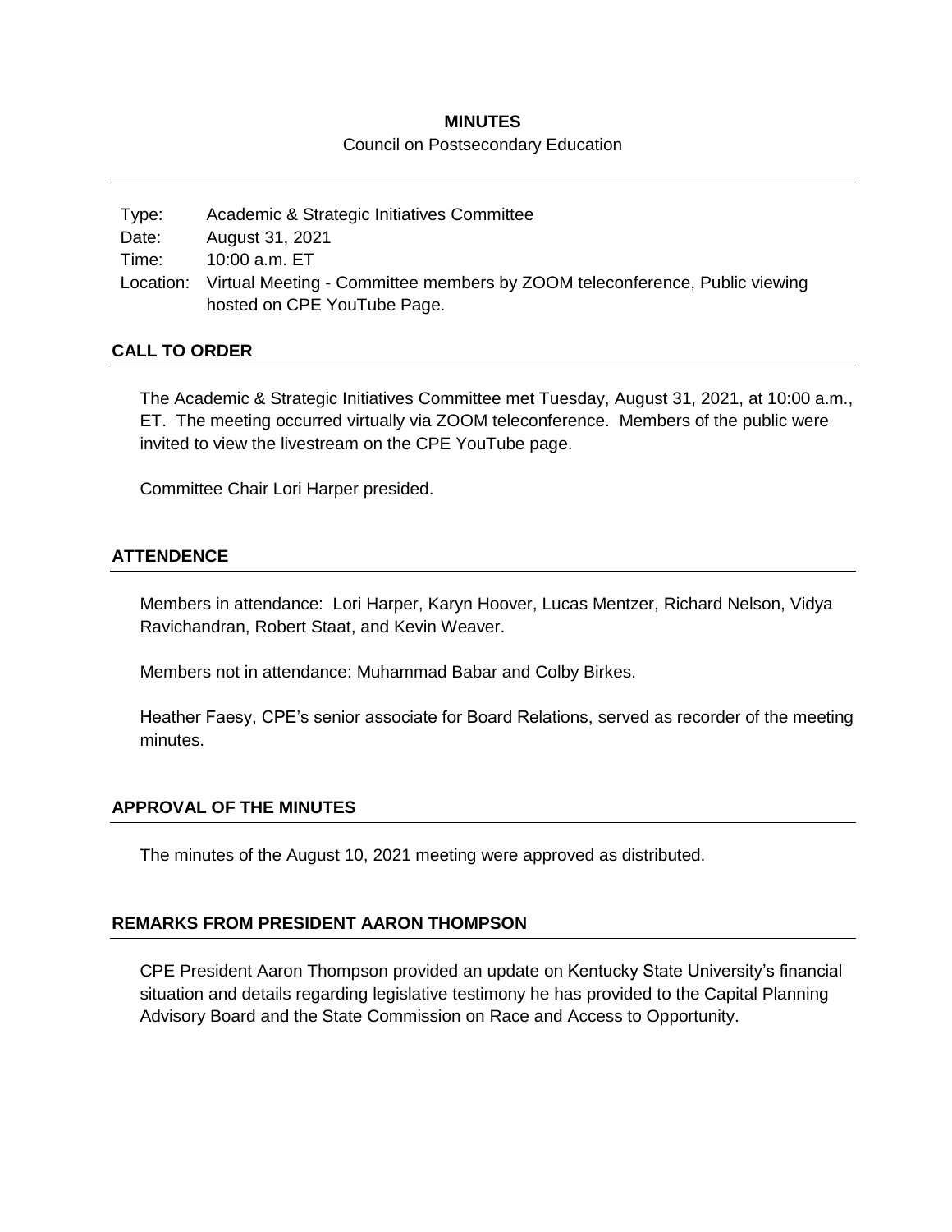**MINUTES**

Council on Postsecondary Education

| | |
|---|---|
| Type: | Academic & Strategic Initiatives Committee |
| Date: | August 31, 2021 |
| Time: | 10:00 a.m. ET |
| Location: | Virtual Meeting - Committee members by ZOOM teleconference, Public viewing hosted on CPE YouTube Page. |

## CALL TO ORDER

The Academic & Strategic Initiatives Committee met Tuesday, August 31, 2021, at 10:00 a.m., ET. The meeting occurred virtually via ZOOM teleconference. Members of the public were invited to view the livestream on the CPE YouTube page.

Committee Chair Lori Harper presided.

## ATTENDENCE

Members in attendance: Lori Harper, Karyn Hoover, Lucas Mentzer, Richard Nelson, Vidya Ravichandran, Robert Staat, and Kevin Weaver.

Members not in attendance: Muhammad Babar and Colby Birkes.

Heather Faesy, CPE's senior associate for Board Relations, served as recorder of the meeting minutes.

## APPROVAL OF THE MINUTES

The minutes of the August 10, 2021 meeting were approved as distributed.

## REMARKS FROM PRESIDENT AARON THOMPSON

CPE President Aaron Thompson provided an update on Kentucky State University's financial situation and details regarding legislative testimony he has provided to the Capital Planning Advisory Board and the State Commission on Race and Access to Opportunity.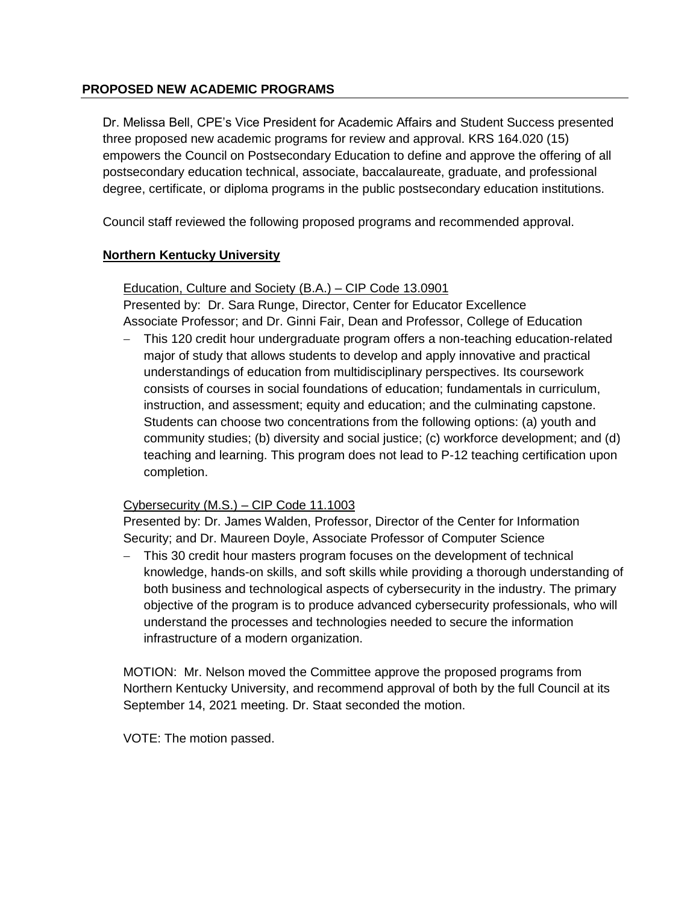## PROPOSED NEW ACADEMIC PROGRAMS

Dr. Melissa Bell, CPE's Vice President for Academic Affairs and Student Success presented three proposed new academic programs for review and approval. KRS 164.020 (15) empowers the Council on Postsecondary Education to define and approve the offering of all postsecondary education technical, associate, baccalaureate, graduate, and professional degree, certificate, or diploma programs in the public postsecondary education institutions.

Council staff reviewed the following proposed programs and recommended approval.

**Northern Kentucky University**

Education, Culture and Society (B.A.) – CIP Code 13.0901
Presented by: Dr. Sara Runge, Director, Center for Educator Excellence Associate Professor; and Dr. Ginni Fair, Dean and Professor, College of Education

- This 120 credit hour undergraduate program offers a non-teaching education-related major of study that allows students to develop and apply innovative and practical understandings of education from multidisciplinary perspectives. Its coursework consists of courses in social foundations of education; fundamentals in curriculum, instruction, and assessment; equity and education; and the culminating capstone. Students can choose two concentrations from the following options: (a) youth and community studies; (b) diversity and social justice; (c) workforce development; and (d) teaching and learning. This program does not lead to P-12 teaching certification upon completion.

Cybersecurity (M.S.) – CIP Code 11.1003
Presented by: Dr. James Walden, Professor, Director of the Center for Information Security; and Dr. Maureen Doyle, Associate Professor of Computer Science

- This 30 credit hour masters program focuses on the development of technical knowledge, hands-on skills, and soft skills while providing a thorough understanding of both business and technological aspects of cybersecurity in the industry. The primary objective of the program is to produce advanced cybersecurity professionals, who will understand the processes and technologies needed to secure the information infrastructure of a modern organization.

MOTION: Mr. Nelson moved the Committee approve the proposed programs from Northern Kentucky University, and recommend approval of both by the full Council at its September 14, 2021 meeting. Dr. Staat seconded the motion.

VOTE: The motion passed.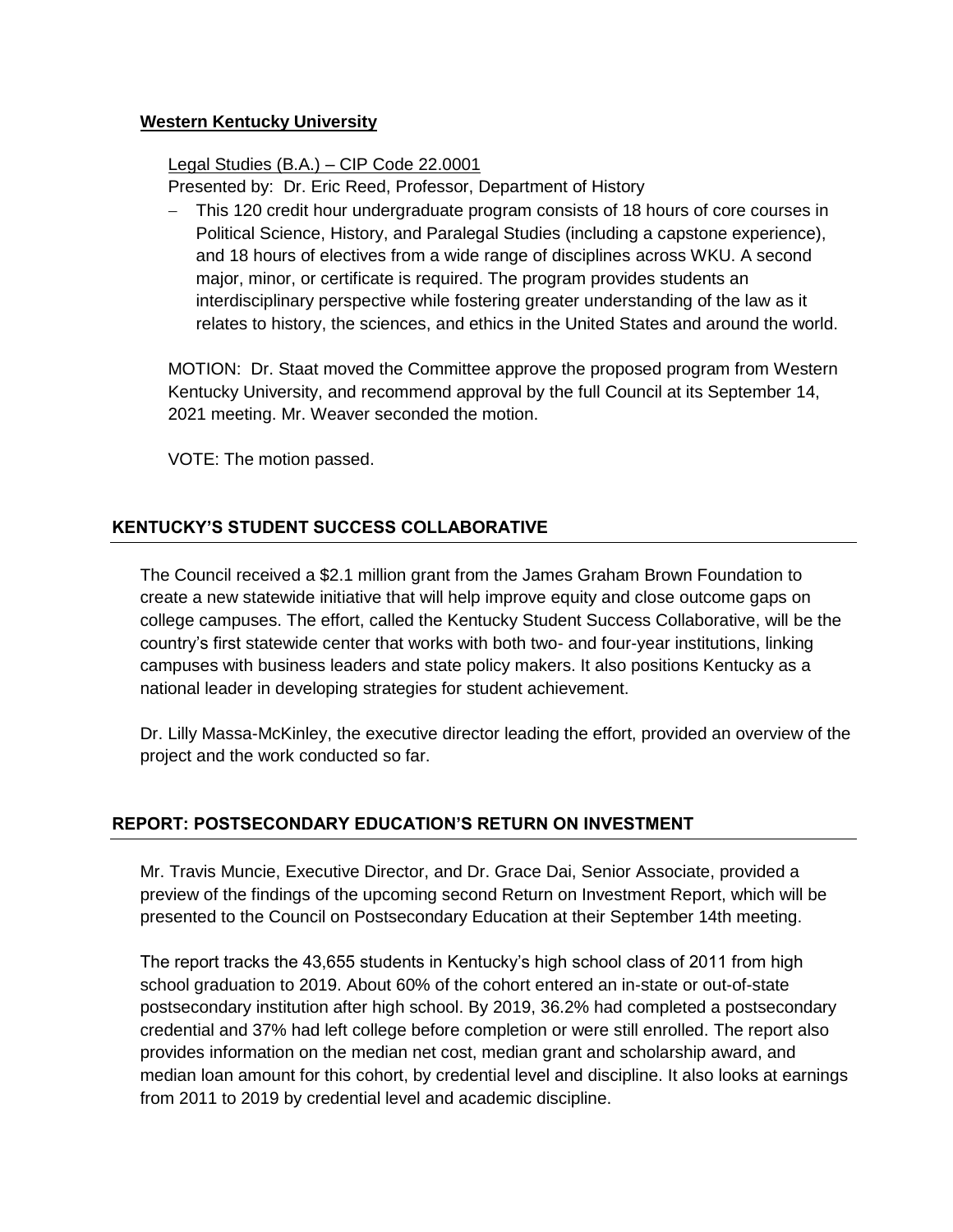**Western Kentucky University**

Legal Studies (B.A.) – CIP Code 22.0001

Presented by: Dr. Eric Reed, Professor, Department of History

- This 120 credit hour undergraduate program consists of 18 hours of core courses in Political Science, History, and Paralegal Studies (including a capstone experience), and 18 hours of electives from a wide range of disciplines across WKU. A second major, minor, or certificate is required. The program provides students an interdisciplinary perspective while fostering greater understanding of the law as it relates to history, the sciences, and ethics in the United States and around the world.

MOTION: Dr. Staat moved the Committee approve the proposed program from Western Kentucky University, and recommend approval by the full Council at its September 14, 2021 meeting. Mr. Weaver seconded the motion.

VOTE: The motion passed.

## KENTUCKY'S STUDENT SUCCESS COLLABORATIVE

The Council received a $2.1 million grant from the James Graham Brown Foundation to create a new statewide initiative that will help improve equity and close outcome gaps on college campuses. The effort, called the Kentucky Student Success Collaborative, will be the country's first statewide center that works with both two- and four-year institutions, linking campuses with business leaders and state policy makers. It also positions Kentucky as a national leader in developing strategies for student achievement.

Dr. Lilly Massa-McKinley, the executive director leading the effort, provided an overview of the project and the work conducted so far.

## REPORT: POSTSECONDARY EDUCATION'S RETURN ON INVESTMENT

Mr. Travis Muncie, Executive Director, and Dr. Grace Dai, Senior Associate, provided a preview of the findings of the upcoming second Return on Investment Report, which will be presented to the Council on Postsecondary Education at their September 14th meeting.

The report tracks the 43,655 students in Kentucky's high school class of 2011 from high school graduation to 2019. About 60% of the cohort entered an in-state or out-of-state postsecondary institution after high school. By 2019, 36.2% had completed a postsecondary credential and 37% had left college before completion or were still enrolled. The report also provides information on the median net cost, median grant and scholarship award, and median loan amount for this cohort, by credential level and discipline. It also looks at earnings from 2011 to 2019 by credential level and academic discipline.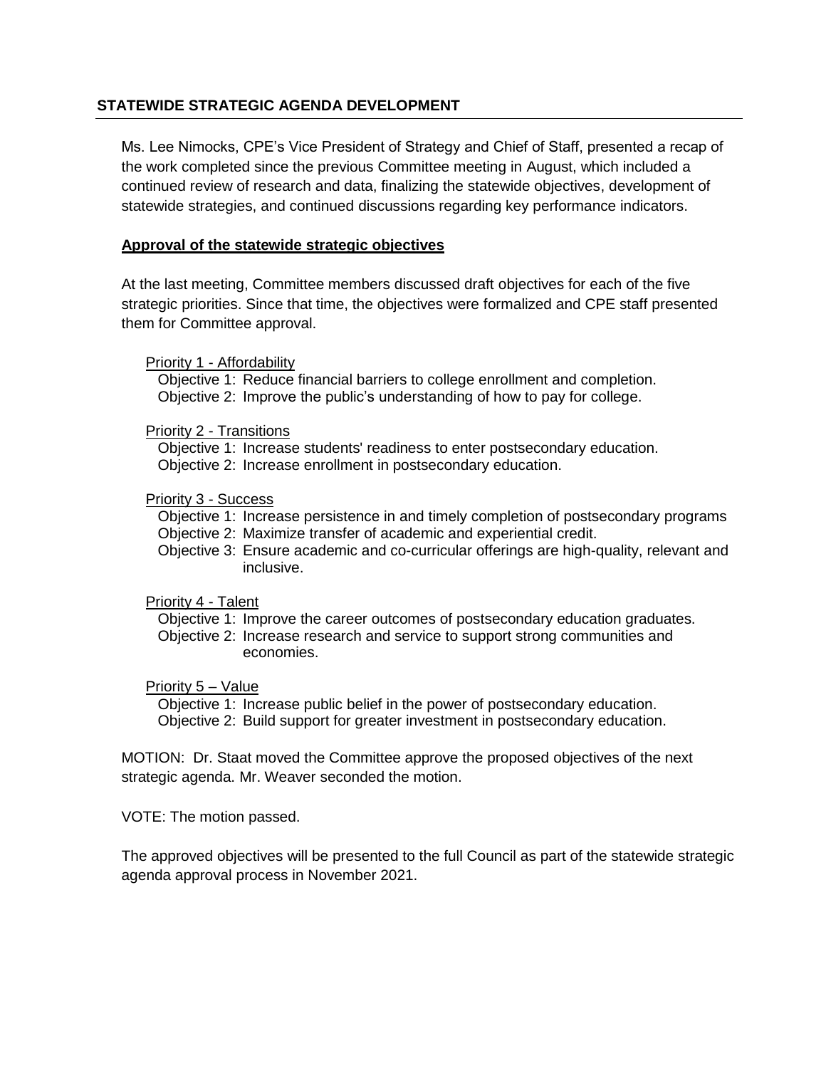## STATEWIDE STRATEGIC AGENDA DEVELOPMENT

Ms. Lee Nimocks, CPE's Vice President of Strategy and Chief of Staff, presented a recap of the work completed since the previous Committee meeting in August, which included a continued review of research and data, finalizing the statewide objectives, development of statewide strategies, and continued discussions regarding key performance indicators.

### Approval of the statewide strategic objectives

At the last meeting, Committee members discussed draft objectives for each of the five strategic priorities. Since that time, the objectives were formalized and CPE staff presented them for Committee approval.

Priority 1 - Affordability
- Objective 1: Reduce financial barriers to college enrollment and completion.
- Objective 2: Improve the public's understanding of how to pay for college.

Priority 2 - Transitions
- Objective 1: Increase students' readiness to enter postsecondary education.
- Objective 2: Increase enrollment in postsecondary education.

Priority 3 - Success
- Objective 1: Increase persistence in and timely completion of postsecondary programs
- Objective 2: Maximize transfer of academic and experiential credit.
- Objective 3: Ensure academic and co-curricular offerings are high-quality, relevant and inclusive.

Priority 4 - Talent
- Objective 1: Improve the career outcomes of postsecondary education graduates.
- Objective 2: Increase research and service to support strong communities and economies.

Priority 5 – Value
- Objective 1: Increase public belief in the power of postsecondary education.
- Objective 2: Build support for greater investment in postsecondary education.

MOTION: Dr. Staat moved the Committee approve the proposed objectives of the next strategic agenda. Mr. Weaver seconded the motion.

VOTE: The motion passed.

The approved objectives will be presented to the full Council as part of the statewide strategic agenda approval process in November 2021.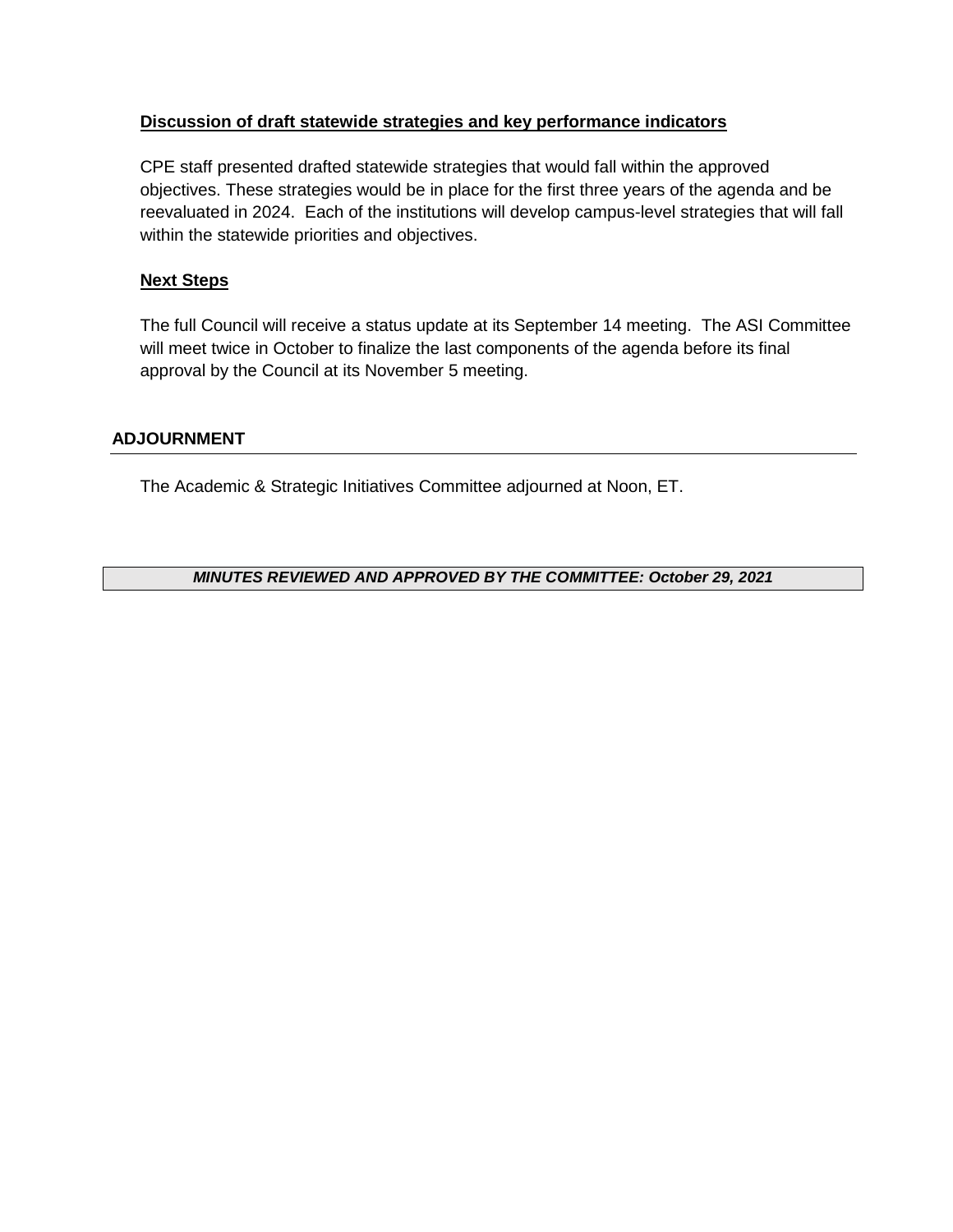**Discussion of draft statewide strategies and key performance indicators**

CPE staff presented drafted statewide strategies that would fall within the approved objectives. These strategies would be in place for the first three years of the agenda and be reevaluated in 2024. Each of the institutions will develop campus-level strategies that will fall within the statewide priorities and objectives.

**Next Steps**

The full Council will receive a status update at its September 14 meeting. The ASI Committee will meet twice in October to finalize the last components of the agenda before its final approval by the Council at its November 5 meeting.

## ADJOURNMENT

The Academic & Strategic Initiatives Committee adjourned at Noon, ET.

***MINUTES REVIEWED AND APPROVED BY THE COMMITTEE: October 29, 2021***